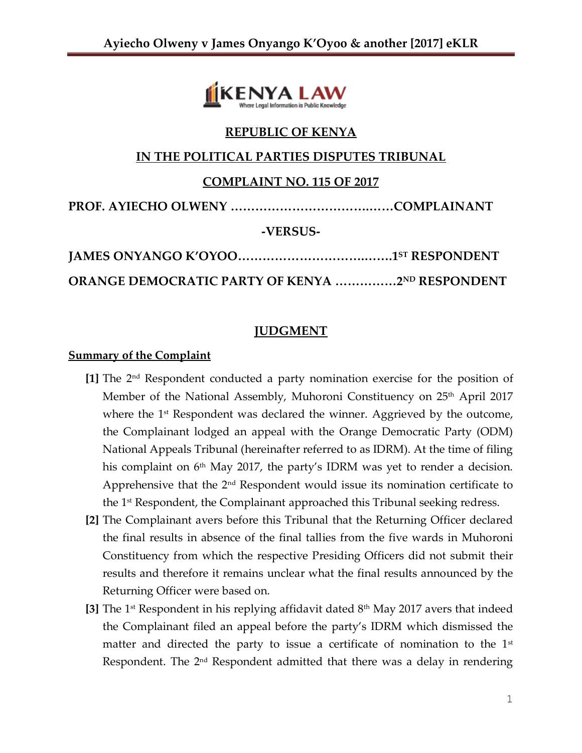**REPUBLIC OF KENYA**

**IN THE POLITICAL PARTIES DISPUTES TRIBUNAL**

**COMPLAINT NO. 115 OF 2017**

**PROF. AYIECHO OLWENY ……………………………….……COMPLAINANT**

**-VERSUS-**

**JAMES ONYANGO K'OYOO……………………………….…….1ST RESPONDENT**

**ORANGE DEMOCRATIC PARTY OF KENYA ……………2ND RESPONDENT**

## JUDGMENT

**Summary of the Complaint**

**[1]** The 2nd Respondent conducted a party nomination exercise for the position of Member of the National Assembly, Muhoroni Constituency on 25th April 2017 where the 1st Respondent was declared the winner. Aggrieved by the outcome, the Complainant lodged an appeal with the Orange Democratic Party (ODM) National Appeals Tribunal (hereinafter referred to as IDRM). At the time of filing his complaint on 6th May 2017, the party's IDRM was yet to render a decision. Apprehensive that the 2nd Respondent would issue its nomination certificate to the 1st Respondent, the Complainant approached this Tribunal seeking redress.

**[2]** The Complainant avers before this Tribunal that the Returning Officer declared the final results in absence of the final tallies from the five wards in Muhoroni Constituency from which the respective Presiding Officers did not submit their results and therefore it remains unclear what the final results announced by the Returning Officer were based on.

**[3]** The 1st Respondent in his replying affidavit dated 8th May 2017 avers that indeed the Complainant filed an appeal before the party's IDRM which dismissed the matter and directed the party to issue a certificate of nomination to the 1st Respondent. The 2nd Respondent admitted that there was a delay in rendering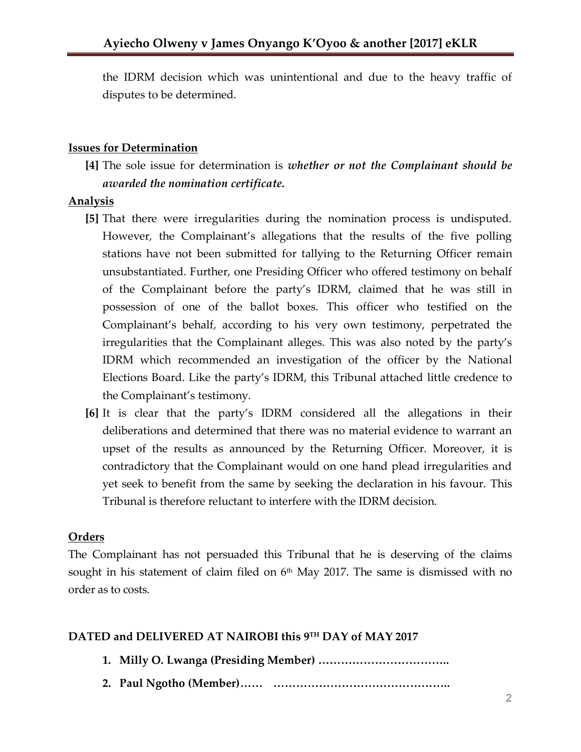the IDRM decision which was unintentional and due to the heavy traffic of disputes to be determined.

**Issues for Determination**

**[4]** The sole issue for determination is ***whether or not the Complainant should be awarded the nomination certificate.***

**Analysis**

**[5]** That there were irregularities during the nomination process is undisputed. However, the Complainant's allegations that the results of the five polling stations have not been submitted for tallying to the Returning Officer remain unsubstantiated. Further, one Presiding Officer who offered testimony on behalf of the Complainant before the party's IDRM, claimed that he was still in possession of one of the ballot boxes. This officer who testified on the Complainant's behalf, according to his very own testimony, perpetrated the irregularities that the Complainant alleges. This was also noted by the party's IDRM which recommended an investigation of the officer by the National Elections Board. Like the party's IDRM, this Tribunal attached little credence to the Complainant's testimony.

**[6]** It is clear that the party's IDRM considered all the allegations in their deliberations and determined that there was no material evidence to warrant an upset of the results as announced by the Returning Officer. Moreover, it is contradictory that the Complainant would on one hand plead irregularities and yet seek to benefit from the same by seeking the declaration in his favour. This Tribunal is therefore reluctant to interfere with the IDRM decision.

**Orders**

The Complainant has not persuaded this Tribunal that he is deserving of the claims sought in his statement of claim filed on 6th May 2017. The same is dismissed with no order as to costs.

**DATED and DELIVERED AT NAIROBI this 9TH DAY of MAY 2017**

1. **Milly O. Lwanga (Presiding Member) ……………………………..**
2. **Paul Ngotho (Member)…… ………………………………………..**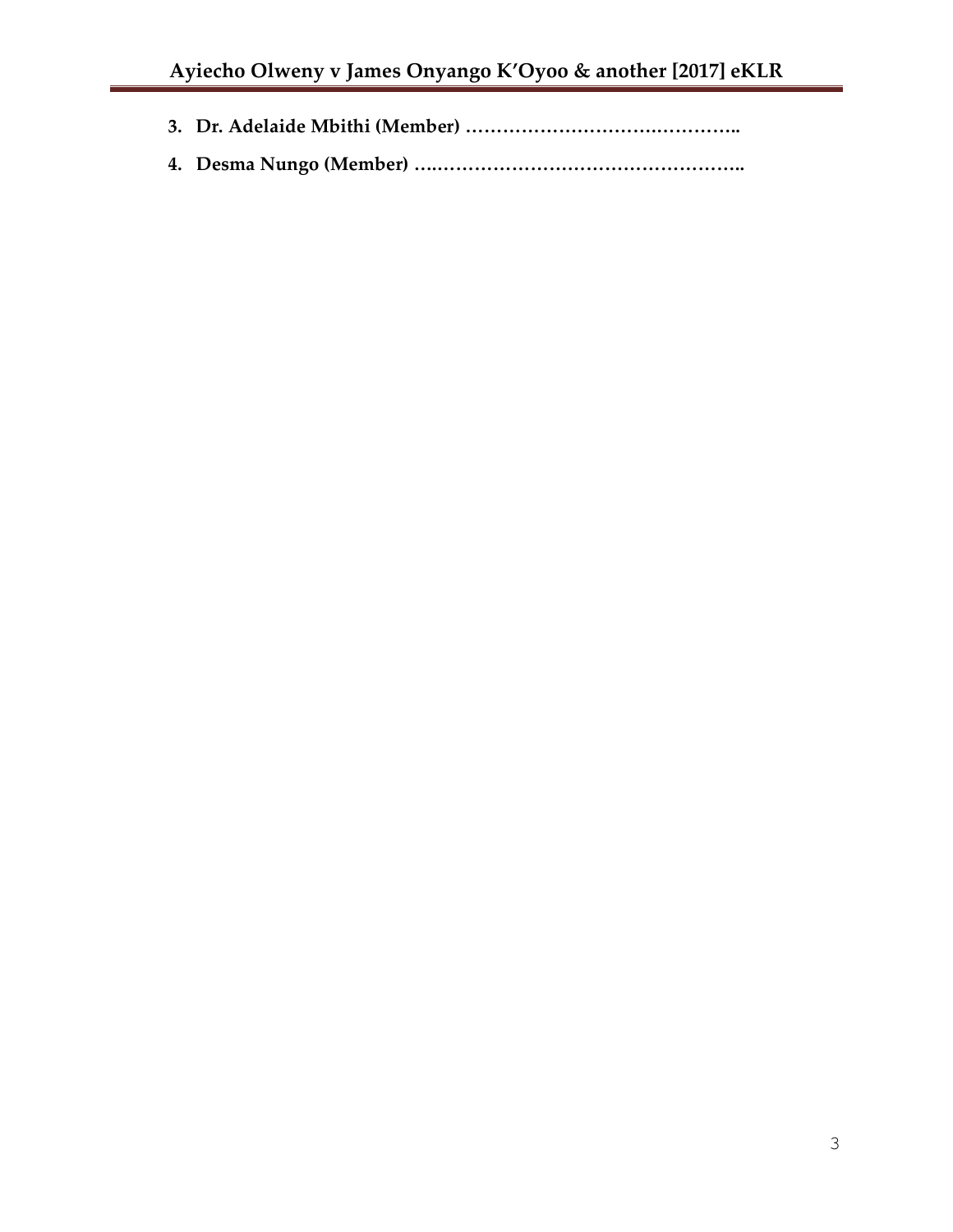3. **Dr. Adelaide Mbithi (Member) ……………………….………..**
4. **Desma Nungo (Member) ….…………………………………………..**